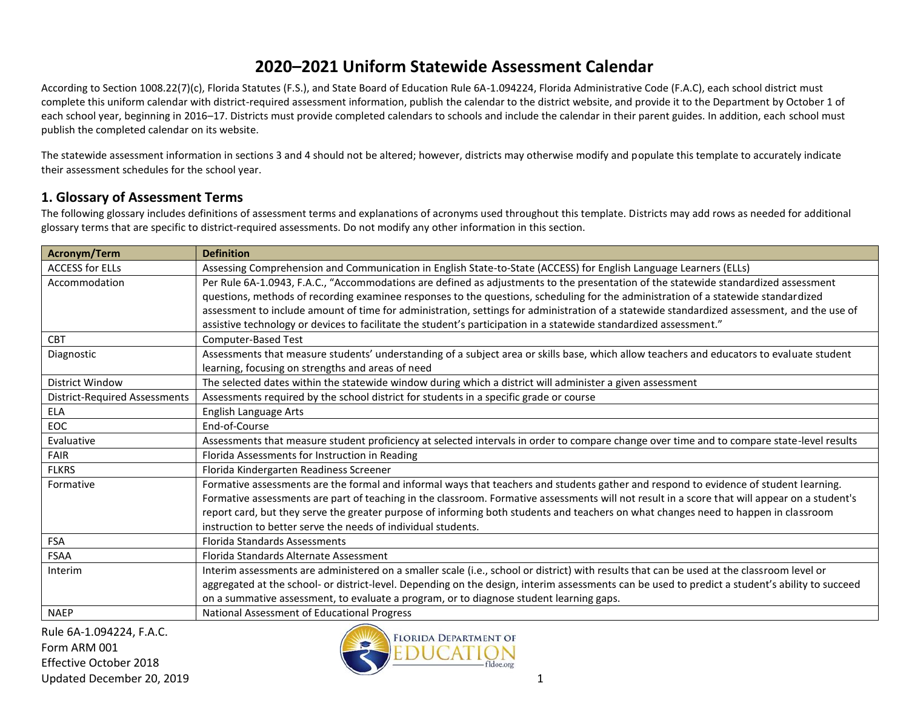# 2020–2021 Uniform Statewide Assessment Calendar

According to Section 1008.22(7)(c), Florida Statutes (F.S.), and State Board of Education Rule 6A-1.094224, Florida Administrative Code (F.A.C), each school district must complete this uniform calendar with district-required assessment information, publish the calendar to the district website, and provide it to the Department by October 1 of each school year, beginning in 2016–17. Districts must provide completed calendars to schools and include the calendar in their parent guides. In addition, each school must publish the completed calendar on its website.

The statewide assessment information in sections 3 and 4 should not be altered; however, districts may otherwise modify and populate this template to accurately indicate their assessment schedules for the school year.

## 1. Glossary of Assessment Terms

The following glossary includes definitions of assessment terms and explanations of acronyms used throughout this template. Districts may add rows as needed for additional glossary terms that are specific to district-required assessments. Do not modify any other information in this section.

| Acronym/Term | Definition |
|---|---|
| ACCESS for ELLs | Assessing Comprehension and Communication in English State-to-State (ACCESS) for English Language Learners (ELLs) |
| Accommodation | Per Rule 6A-1.0943, F.A.C., "Accommodations are defined as adjustments to the presentation of the statewide standardized assessment questions, methods of recording examinee responses to the questions, scheduling for the administration of a statewide standardized assessment to include amount of time for administration, settings for administration of a statewide standardized assessment, and the use of assistive technology or devices to facilitate the student's participation in a statewide standardized assessment." |
| CBT | Computer-Based Test |
| Diagnostic | Assessments that measure students' understanding of a subject area or skills base, which allow teachers and educators to evaluate student learning, focusing on strengths and areas of need |
| District Window | The selected dates within the statewide window during which a district will administer a given assessment |
| District-Required Assessments | Assessments required by the school district for students in a specific grade or course |
| ELA | English Language Arts |
| EOC | End-of-Course |
| Evaluative | Assessments that measure student proficiency at selected intervals in order to compare change over time and to compare state-level results |
| FAIR | Florida Assessments for Instruction in Reading |
| FLKRS | Florida Kindergarten Readiness Screener |
| Formative | Formative assessments are the formal and informal ways that teachers and students gather and respond to evidence of student learning. Formative assessments are part of teaching in the classroom. Formative assessments will not result in a score that will appear on a student's report card, but they serve the greater purpose of informing both students and teachers on what changes need to happen in classroom instruction to better serve the needs of individual students. |
| FSA | Florida Standards Assessments |
| FSAA | Florida Standards Alternate Assessment |
| Interim | Interim assessments are administered on a smaller scale (i.e., school or district) with results that can be used at the classroom level or aggregated at the school- or district-level. Depending on the design, interim assessments can be used to predict a student's ability to succeed on a summative assessment, to evaluate a program, or to diagnose student learning gaps. |
| NAEP | National Assessment of Educational Progress |

Rule 6A-1.094224, F.A.C.
Form ARM 001
Effective October 2018
Updated December 20, 2019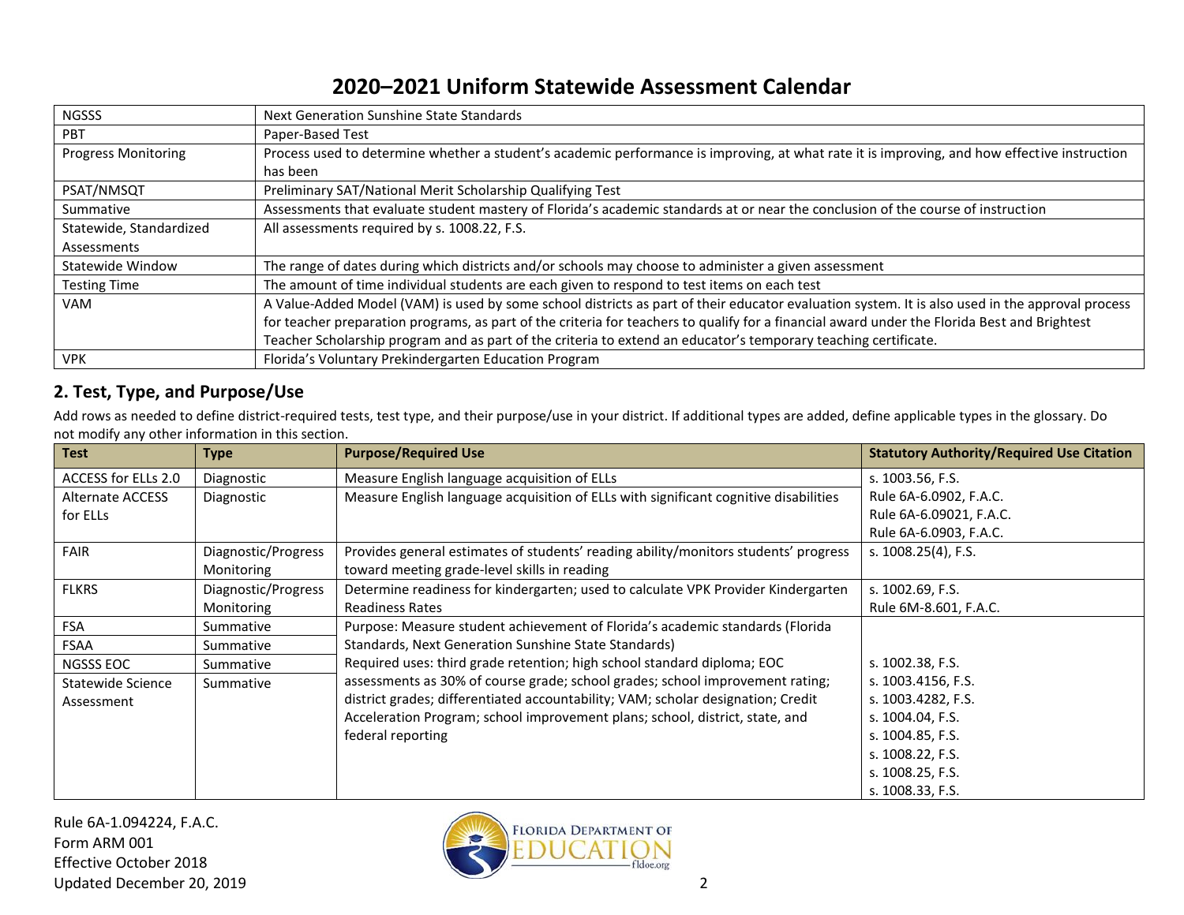# 2020–2021 Uniform Statewide Assessment Calendar

| | |
|---|---|
| NGSSS | Next Generation Sunshine State Standards |
| PBT | Paper-Based Test |
| Progress Monitoring | Process used to determine whether a student's academic performance is improving, at what rate it is improving, and how effective instruction has been |
| PSAT/NMSQT | Preliminary SAT/National Merit Scholarship Qualifying Test |
| Summative | Assessments that evaluate student mastery of Florida's academic standards at or near the conclusion of the course of instruction |
| Statewide, Standardized Assessments | All assessments required by s. 1008.22, F.S. |
| Statewide Window | The range of dates during which districts and/or schools may choose to administer a given assessment |
| Testing Time | The amount of time individual students are each given to respond to test items on each test |
| VAM | A Value-Added Model (VAM) is used by some school districts as part of their educator evaluation system. It is also used in the approval process for teacher preparation programs, as part of the criteria for teachers to qualify for a financial award under the Florida Best and Brightest Teacher Scholarship program and as part of the criteria to extend an educator's temporary teaching certificate. |
| VPK | Florida's Voluntary Prekindergarten Education Program |

## 2. Test, Type, and Purpose/Use

Add rows as needed to define district-required tests, test type, and their purpose/use in your district. If additional types are added, define applicable types in the glossary. Do not modify any other information in this section.

| Test | Type | Purpose/Required Use | Statutory Authority/Required Use Citation |
|---|---|---|---|
| ACCESS for ELLs 2.0 | Diagnostic | Measure English language acquisition of ELLs | s. 1003.56, F.S.<br>Rule 6A-6.0902, F.A.C.<br>Rule 6A-6.09021, F.A.C.<br>Rule 6A-6.0903, F.A.C. |
| Alternate ACCESS for ELLs | Diagnostic | Measure English language acquisition of ELLs with significant cognitive disabilities | |
| FAIR | Diagnostic/Progress Monitoring | Provides general estimates of students' reading ability/monitors students' progress toward meeting grade-level skills in reading | s. 1008.25(4), F.S. |
| FLKRS | Diagnostic/Progress Monitoring | Determine readiness for kindergarten; used to calculate VPK Provider Kindergarten Readiness Rates | s. 1002.69, F.S.<br>Rule 6M-8.601, F.A.C. |
| FSA | Summative | Purpose: Measure student achievement of Florida's academic standards (Florida Standards, Next Generation Sunshine State Standards)<br>Required uses: third grade retention; high school standard diploma; EOC assessments as 30% of course grade; school grades; school improvement rating; district grades; differentiated accountability; VAM; scholar designation; Credit Acceleration Program; school improvement plans; school, district, state, and federal reporting | s. 1002.38, F.S.<br>s. 1003.4156, F.S.<br>s. 1003.4282, F.S.<br>s. 1004.04, F.S.<br>s. 1004.85, F.S.<br>s. 1008.22, F.S.<br>s. 1008.25, F.S.<br>s. 1008.33, F.S. |
| FSAA | Summative | | |
| NGSSS EOC | Summative | | |
| Statewide Science Assessment | Summative | | |

Rule 6A-1.094224, F.A.C.
Form ARM 001
Effective October 2018
Updated December 20, 2019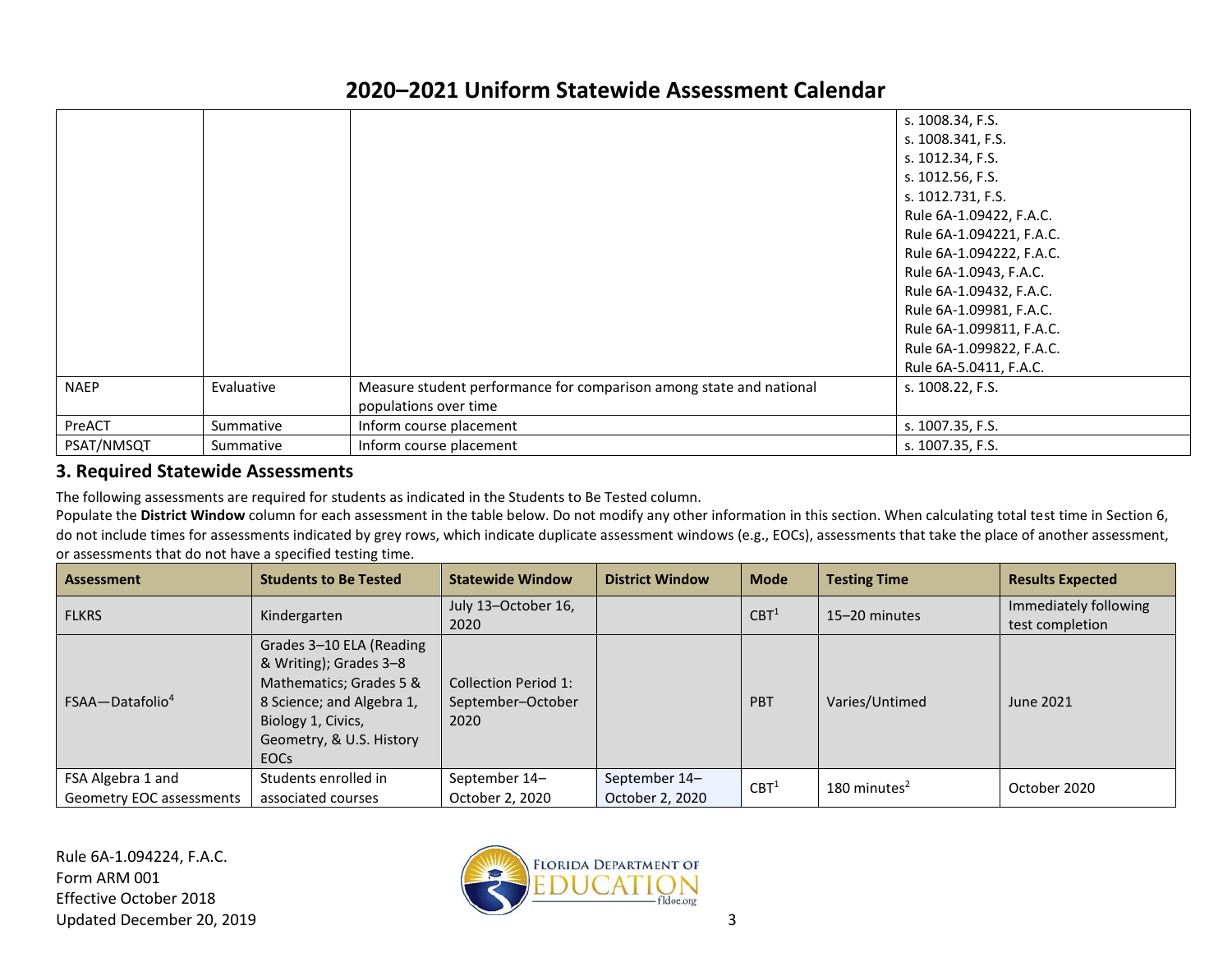# 2020–2021 Uniform Statewide Assessment Calendar

| | | | |
|---|---|---|---|
| | | | s. 1008.34, F.S.<br>s. 1008.341, F.S.<br>s. 1012.34, F.S.<br>s. 1012.56, F.S.<br>s. 1012.731, F.S.<br>Rule 6A-1.09422, F.A.C.<br>Rule 6A-1.094221, F.A.C.<br>Rule 6A-1.094222, F.A.C.<br>Rule 6A-1.0943, F.A.C.<br>Rule 6A-1.09432, F.A.C.<br>Rule 6A-1.09981, F.A.C.<br>Rule 6A-1.099811, F.A.C.<br>Rule 6A-1.099822, F.A.C.<br>Rule 6A-5.0411, F.A.C. |
| NAEP | Evaluative | Measure student performance for comparison among state and national populations over time | s. 1008.22, F.S. |
| PreACT | Summative | Inform course placement | s. 1007.35, F.S. |
| PSAT/NMSQT | Summative | Inform course placement | s. 1007.35, F.S. |

## 3. Required Statewide Assessments

The following assessments are required for students as indicated in the Students to Be Tested column.

Populate the **District Window** column for each assessment in the table below. Do not modify any other information in this section. When calculating total test time in Section 6, do not include times for assessments indicated by grey rows, which indicate duplicate assessment windows (e.g., EOCs), assessments that take the place of another assessment, or assessments that do not have a specified testing time.

| Assessment | Students to Be Tested | Statewide Window | District Window | Mode | Testing Time | Results Expected |
|---|---|---|---|---|---|---|
| FLKRS | Kindergarten | July 13–October 16, 2020 | | CBT[1] | 15–20 minutes | Immediately following test completion |
| FSAA—Datafolio[4] | Grades 3–10 ELA (Reading & Writing); Grades 3–8 Mathematics; Grades 5 & 8 Science; and Algebra 1, Biology 1, Civics, Geometry, & U.S. History EOCs | Collection Period 1: September–October 2020 | | PBT | Varies/Untimed | June 2021 |
| FSA Algebra 1 and Geometry EOC assessments | Students enrolled in associated courses | September 14–October 2, 2020 | September 14–October 2, 2020 | CBT[1] | 180 minutes[2] | October 2020 |

Rule 6A-1.094224, F.A.C.
Form ARM 001
Effective October 2018
Updated December 20, 2019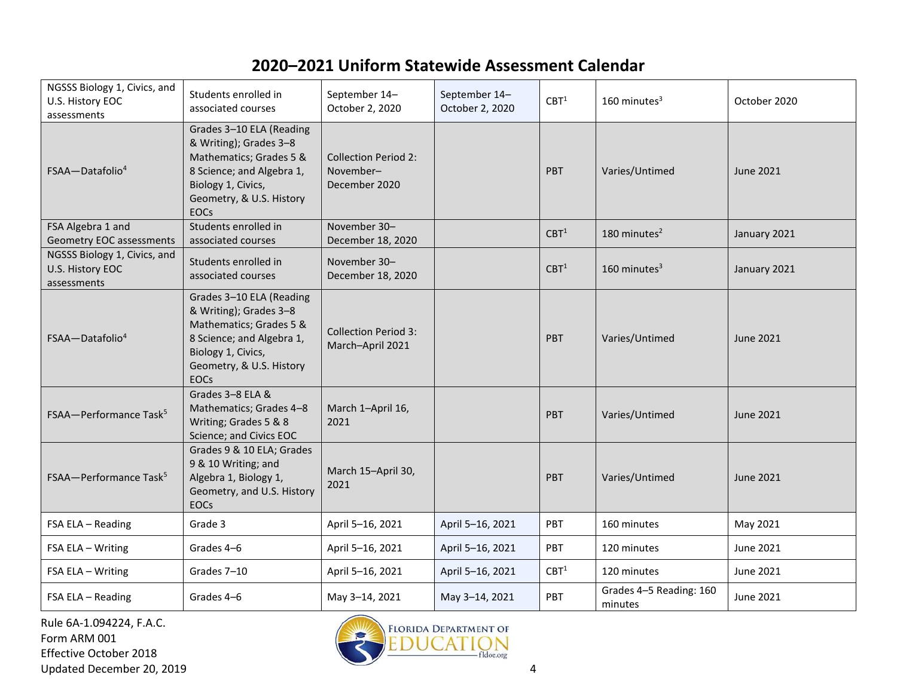# 2020–2021 Uniform Statewide Assessment Calendar

| | | | | | | |
|---|---|---|---|---|---|---|
| NGSSS Biology 1, Civics, and U.S. History EOC assessments | Students enrolled in associated courses | September 14–October 2, 2020 | September 14–October 2, 2020 | CBT[1] | 160 minutes[3] | October 2020 |
| FSAA—Datafolio[4] | Grades 3–10 ELA (Reading & Writing); Grades 3–8 Mathematics; Grades 5 & 8 Science; and Algebra 1, Biology 1, Civics, Geometry, & U.S. History EOCs | Collection Period 2: November–December 2020 | | PBT | Varies/Untimed | June 2021 |
| FSA Algebra 1 and Geometry EOC assessments | Students enrolled in associated courses | November 30–December 18, 2020 | | CBT[1] | 180 minutes[2] | January 2021 |
| NGSSS Biology 1, Civics, and U.S. History EOC assessments | Students enrolled in associated courses | November 30–December 18, 2020 | | CBT[1] | 160 minutes[3] | January 2021 |
| FSAA—Datafolio[4] | Grades 3–10 ELA (Reading & Writing); Grades 3–8 Mathematics; Grades 5 & 8 Science; and Algebra 1, Biology 1, Civics, Geometry, & U.S. History EOCs | Collection Period 3: March–April 2021 | | PBT | Varies/Untimed | June 2021 |
| FSAA—Performance Task[5] | Grades 3–8 ELA & Mathematics; Grades 4–8 Writing; Grades 5 & 8 Science; and Civics EOC | March 1–April 16, 2021 | | PBT | Varies/Untimed | June 2021 |
| FSAA—Performance Task[5] | Grades 9 & 10 ELA; Grades 9 & 10 Writing; and Algebra 1, Biology 1, Geometry, and U.S. History EOCs | March 15–April 30, 2021 | | PBT | Varies/Untimed | June 2021 |
| FSA ELA – Reading | Grade 3 | April 5–16, 2021 | April 5–16, 2021 | PBT | 160 minutes | May 2021 |
| FSA ELA – Writing | Grades 4–6 | April 5–16, 2021 | April 5–16, 2021 | PBT | 120 minutes | June 2021 |
| FSA ELA – Writing | Grades 7–10 | April 5–16, 2021 | April 5–16, 2021 | CBT[1] | 120 minutes | June 2021 |
| FSA ELA – Reading | Grades 4–6 | May 3–14, 2021 | May 3–14, 2021 | PBT | Grades 4–5 Reading: 160 minutes | June 2021 |

Rule 6A-1.094224, F.A.C.
Form ARM 001
Effective October 2018
Updated December 20, 2019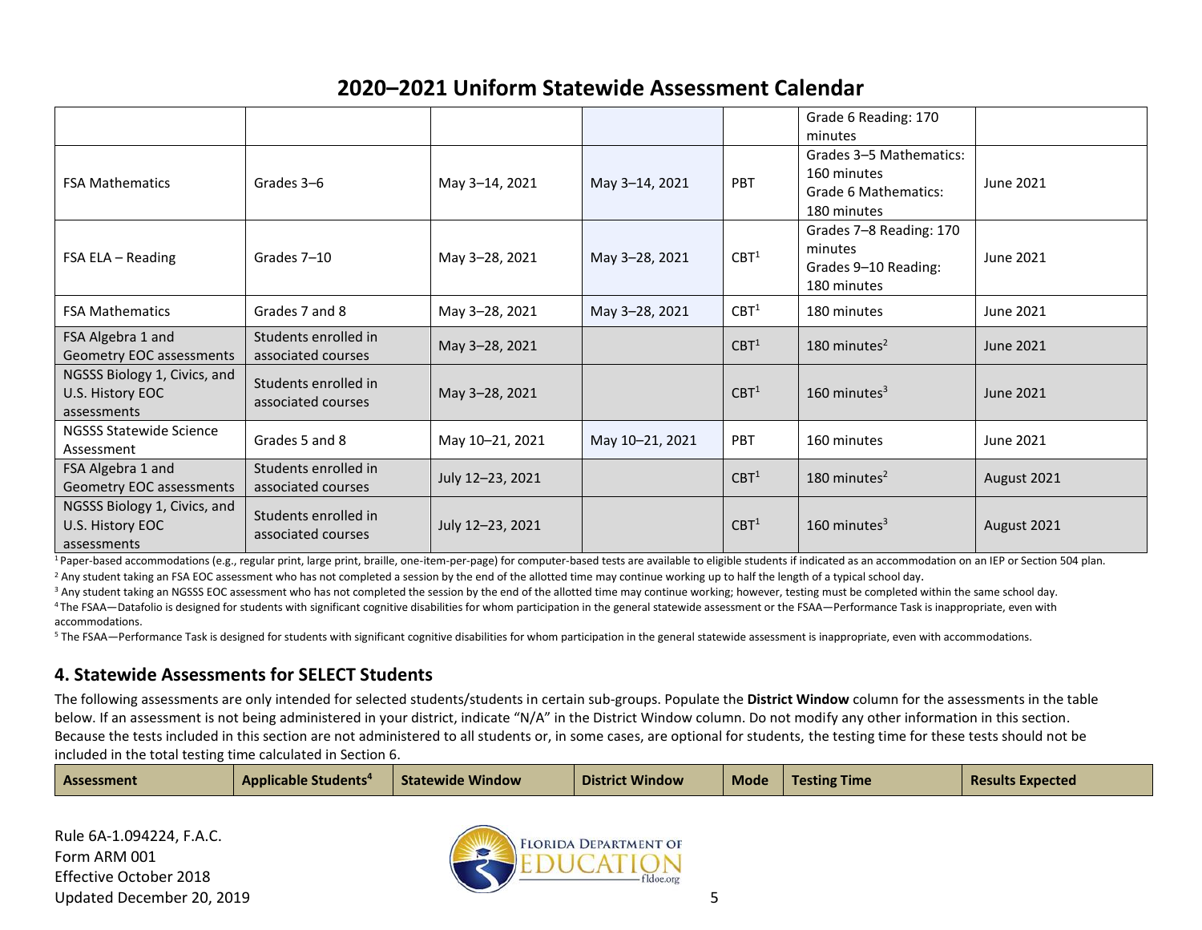## 2020–2021 Uniform Statewide Assessment Calendar

| | | | | | | |
|---|---|---|---|---|---|---|
| | | | | | Grade 6 Reading: 170 minutes | |
| FSA Mathematics | Grades 3–6 | May 3–14, 2021 | May 3–14, 2021 | PBT | Grades 3–5 Mathematics: 160 minutes<br>Grade 6 Mathematics: 180 minutes | June 2021 |
| FSA ELA – Reading | Grades 7–10 | May 3–28, 2021 | May 3–28, 2021 | CBT[1] | Grades 7–8 Reading: 170 minutes<br>Grades 9–10 Reading: 180 minutes | June 2021 |
| FSA Mathematics | Grades 7 and 8 | May 3–28, 2021 | May 3–28, 2021 | CBT[1] | 180 minutes | June 2021 |
| FSA Algebra 1 and Geometry EOC assessments | Students enrolled in associated courses | May 3–28, 2021 | | CBT[1] | 180 minutes[2] | June 2021 |
| NGSSS Biology 1, Civics, and U.S. History EOC assessments | Students enrolled in associated courses | May 3–28, 2021 | | CBT[1] | 160 minutes[3] | June 2021 |
| NGSSS Statewide Science Assessment | Grades 5 and 8 | May 10–21, 2021 | May 10–21, 2021 | PBT | 160 minutes | June 2021 |
| FSA Algebra 1 and Geometry EOC assessments | Students enrolled in associated courses | July 12–23, 2021 | | CBT[1] | 180 minutes[2] | August 2021 |
| NGSSS Biology 1, Civics, and U.S. History EOC assessments | Students enrolled in associated courses | July 12–23, 2021 | | CBT[1] | 160 minutes[3] | August 2021 |

[1] Paper-based accommodations (e.g., regular print, large print, braille, one-item-per-page) for computer-based tests are available to eligible students if indicated as an accommodation on an IEP or Section 504 plan.

[2] Any student taking an FSA EOC assessment who has not completed a session by the end of the allotted time may continue working up to half the length of a typical school day.

[3] Any student taking an NGSSS EOC assessment who has not completed the session by the end of the allotted time may continue working; however, testing must be completed within the same school day.

[4] The FSAA—Datafolio is designed for students with significant cognitive disabilities for whom participation in the general statewide assessment or the FSAA—Performance Task is inappropriate, even with accommodations.

[5] The FSAA—Performance Task is designed for students with significant cognitive disabilities for whom participation in the general statewide assessment is inappropriate, even with accommodations.

## 4. Statewide Assessments for SELECT Students

The following assessments are only intended for selected students/students in certain sub-groups. Populate the **District Window** column for the assessments in the table below. If an assessment is not being administered in your district, indicate "N/A" in the District Window column. Do not modify any other information in this section. Because the tests included in this section are not administered to all students or, in some cases, are optional for students, the testing time for these tests should not be included in the total testing time calculated in Section 6.

| Assessment | Applicable Students[4] | Statewide Window | District Window | Mode | Testing Time | Results Expected |
|---|---|---|---|---|---|---|

Rule 6A-1.094224, F.A.C.
Form ARM 001
Effective October 2018
Updated December 20, 2019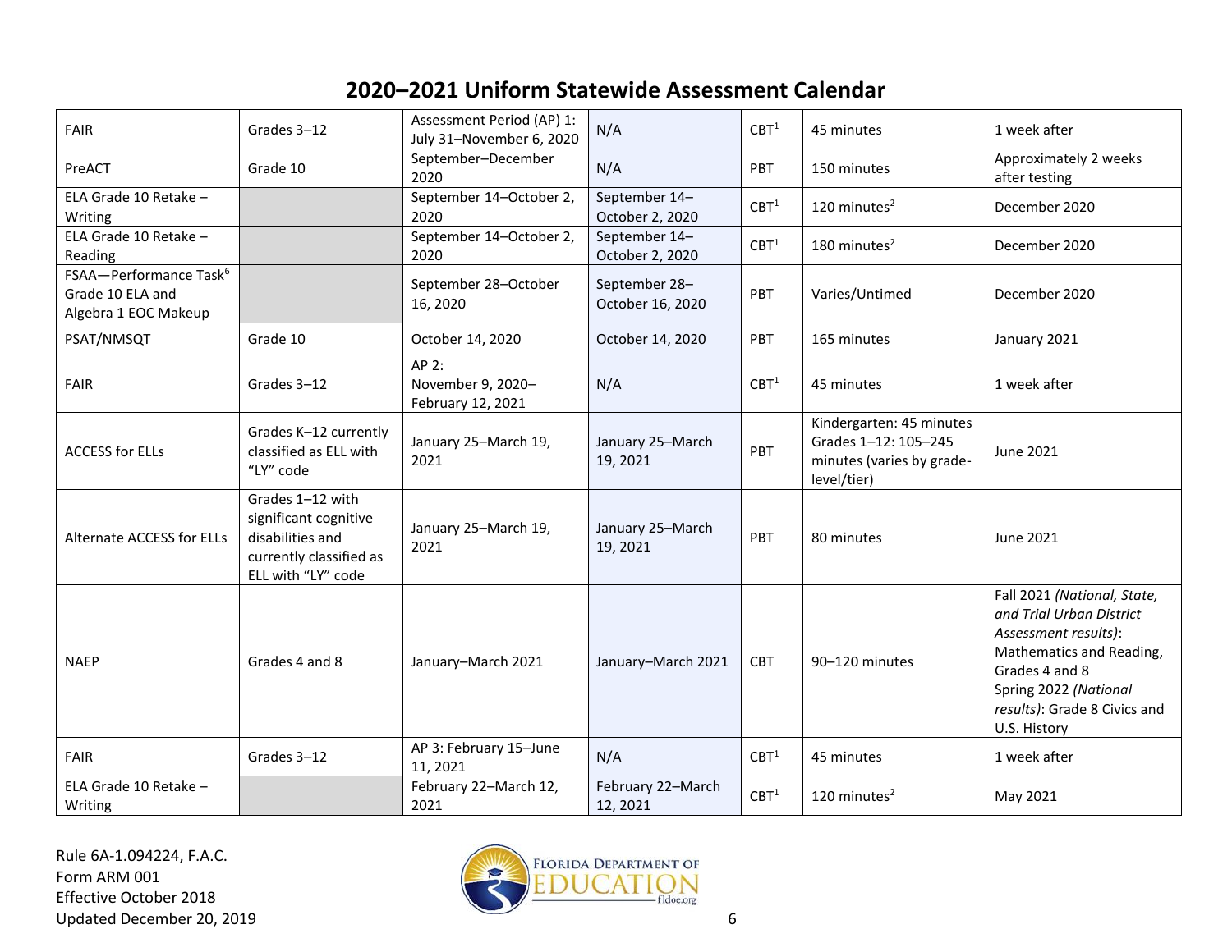# 2020–2021 Uniform Statewide Assessment Calendar

| | | | | | | |
|---|---|---|---|---|---|---|
| FAIR | Grades 3–12 | Assessment Period (AP) 1: July 31–November 6, 2020 | N/A | CBT[1] | 45 minutes | 1 week after |
| PreACT | Grade 10 | September–December 2020 | N/A | PBT | 150 minutes | Approximately 2 weeks after testing |
| ELA Grade 10 Retake – Writing | | September 14–October 2, 2020 | September 14–October 2, 2020 | CBT[1] | 120 minutes[2] | December 2020 |
| ELA Grade 10 Retake – Reading | | September 14–October 2, 2020 | September 14–October 2, 2020 | CBT[1] | 180 minutes[2] | December 2020 |
| FSAA—Performance Task[6] Grade 10 ELA and Algebra 1 EOC Makeup | | September 28–October 16, 2020 | September 28–October 16, 2020 | PBT | Varies/Untimed | December 2020 |
| PSAT/NMSQT | Grade 10 | October 14, 2020 | October 14, 2020 | PBT | 165 minutes | January 2021 |
| FAIR | Grades 3–12 | AP 2: November 9, 2020–February 12, 2021 | N/A | CBT[1] | 45 minutes | 1 week after |
| ACCESS for ELLs | Grades K–12 currently classified as ELL with "LY" code | January 25–March 19, 2021 | January 25–March 19, 2021 | PBT | Kindergarten: 45 minutes Grades 1–12: 105–245 minutes (varies by grade-level/tier) | June 2021 |
| Alternate ACCESS for ELLs | Grades 1–12 with significant cognitive disabilities and currently classified as ELL with "LY" code | January 25–March 19, 2021 | January 25–March 19, 2021 | PBT | 80 minutes | June 2021 |
| NAEP | Grades 4 and 8 | January–March 2021 | January–March 2021 | CBT | 90–120 minutes | Fall 2021 *(National, State, and Trial Urban District Assessment results)*: Mathematics and Reading, Grades 4 and 8 Spring 2022 *(National results)*: Grade 8 Civics and U.S. History |
| FAIR | Grades 3–12 | AP 3: February 15–June 11, 2021 | N/A | CBT[1] | 45 minutes | 1 week after |
| ELA Grade 10 Retake – Writing | | February 22–March 12, 2021 | February 22–March 12, 2021 | CBT[1] | 120 minutes[2] | May 2021 |

Rule 6A-1.094224, F.A.C.
Form ARM 001
Effective October 2018
Updated December 20, 2019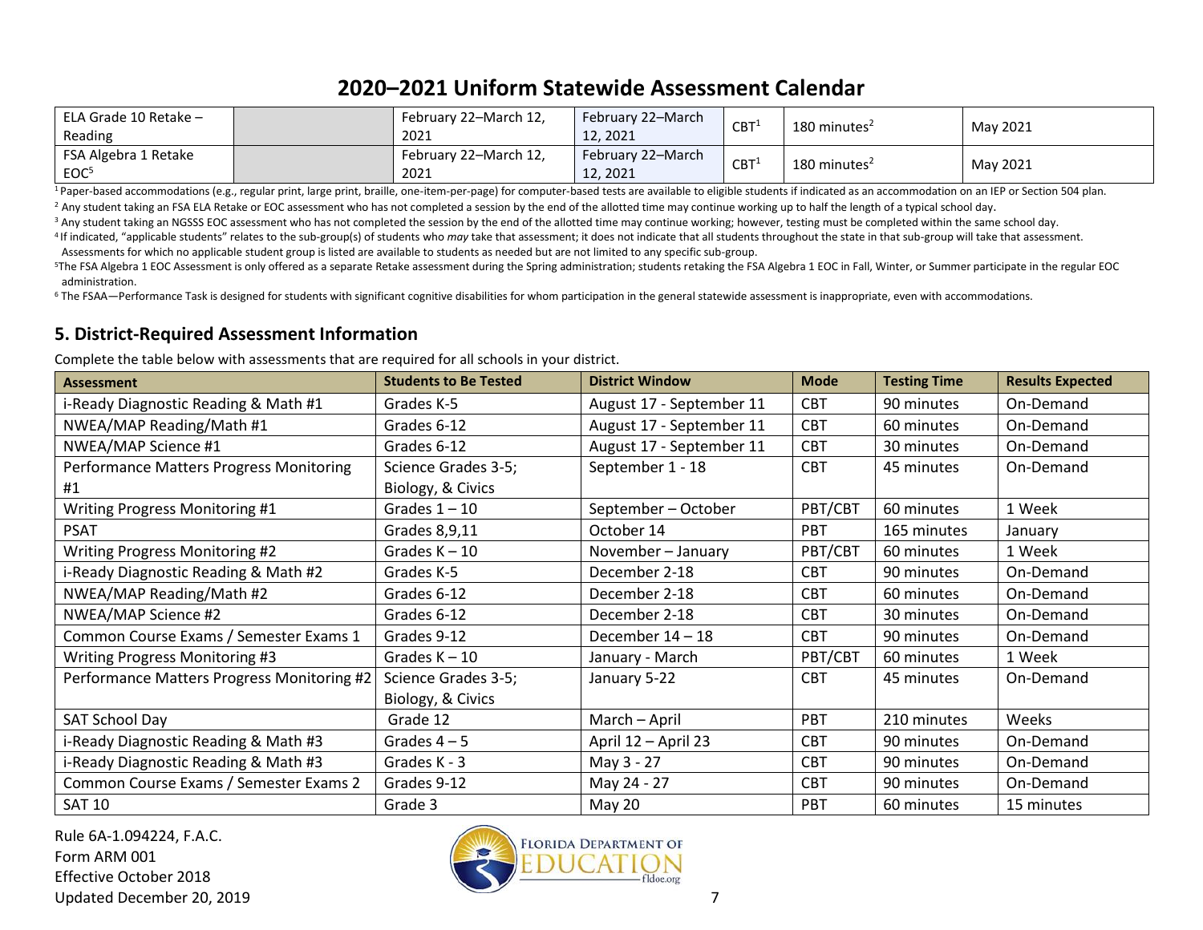# 2020–2021 Uniform Statewide Assessment Calendar

| | | | | | | |
|---|---|---|---|---|---|---|
| ELA Grade 10 Retake – Reading | | February 22–March 12, 2021 | February 22–March 12, 2021 | CBT[1] | 180 minutes[2] | May 2021 |
| FSA Algebra 1 Retake EOC[5] | | February 22–March 12, 2021 | February 22–March 12, 2021 | CBT[1] | 180 minutes[2] | May 2021 |

[1] Paper-based accommodations (e.g., regular print, large print, braille, one-item-per-page) for computer-based tests are available to eligible students if indicated as an accommodation on an IEP or Section 504 plan.

[2] Any student taking an FSA ELA Retake or EOC assessment who has not completed a session by the end of the allotted time may continue working up to half the length of a typical school day.

[3] Any student taking an NGSSS EOC assessment who has not completed the session by the end of the allotted time may continue working; however, testing must be completed within the same school day.

[4] If indicated, "applicable students" relates to the sub-group(s) of students who *may* take that assessment; it does not indicate that all students throughout the state in that sub-group will take that assessment. Assessments for which no applicable student group is listed are available to students as needed but are not limited to any specific sub-group.

[5] The FSA Algebra 1 EOC Assessment is only offered as a separate Retake assessment during the Spring administration; students retaking the FSA Algebra 1 EOC in Fall, Winter, or Summer participate in the regular EOC administration.

[6] The FSAA—Performance Task is designed for students with significant cognitive disabilities for whom participation in the general statewide assessment is inappropriate, even with accommodations.

## 5. District-Required Assessment Information

Complete the table below with assessments that are required for all schools in your district.

| Assessment | Students to Be Tested | District Window | Mode | Testing Time | Results Expected |
|---|---|---|---|---|---|
| i-Ready Diagnostic Reading & Math #1 | Grades K-5 | August 17 - September 11 | CBT | 90 minutes | On-Demand |
| NWEA/MAP Reading/Math #1 | Grades 6-12 | August 17 - September 11 | CBT | 60 minutes | On-Demand |
| NWEA/MAP Science #1 | Grades 6-12 | August 17 - September 11 | CBT | 30 minutes | On-Demand |
| Performance Matters Progress Monitoring #1 | Science Grades 3-5; Biology, & Civics | September 1 - 18 | CBT | 45 minutes | On-Demand |
| Writing Progress Monitoring #1 | Grades 1 – 10 | September – October | PBT/CBT | 60 minutes | 1 Week |
| PSAT | Grades 8,9,11 | October 14 | PBT | 165 minutes | January |
| Writing Progress Monitoring #2 | Grades K – 10 | November – January | PBT/CBT | 60 minutes | 1 Week |
| i-Ready Diagnostic Reading & Math #2 | Grades K-5 | December 2-18 | CBT | 90 minutes | On-Demand |
| NWEA/MAP Reading/Math #2 | Grades 6-12 | December 2-18 | CBT | 60 minutes | On-Demand |
| NWEA/MAP Science #2 | Grades 6-12 | December 2-18 | CBT | 30 minutes | On-Demand |
| Common Course Exams / Semester Exams 1 | Grades 9-12 | December 14 – 18 | CBT | 90 minutes | On-Demand |
| Writing Progress Monitoring #3 | Grades K – 10 | January - March | PBT/CBT | 60 minutes | 1 Week |
| Performance Matters Progress Monitoring #2 | Science Grades 3-5; Biology, & Civics | January 5-22 | CBT | 45 minutes | On-Demand |
| SAT School Day | Grade 12 | March – April | PBT | 210 minutes | Weeks |
| i-Ready Diagnostic Reading & Math #3 | Grades 4 – 5 | April 12 – April 23 | CBT | 90 minutes | On-Demand |
| i-Ready Diagnostic Reading & Math #3 | Grades K - 3 | May 3 - 27 | CBT | 90 minutes | On-Demand |
| Common Course Exams / Semester Exams 2 | Grades 9-12 | May 24 - 27 | CBT | 90 minutes | On-Demand |
| SAT 10 | Grade 3 | May 20 | PBT | 60 minutes | 15 minutes |

Rule 6A-1.094224, F.A.C.
Form ARM 001
Effective October 2018
Updated December 20, 2019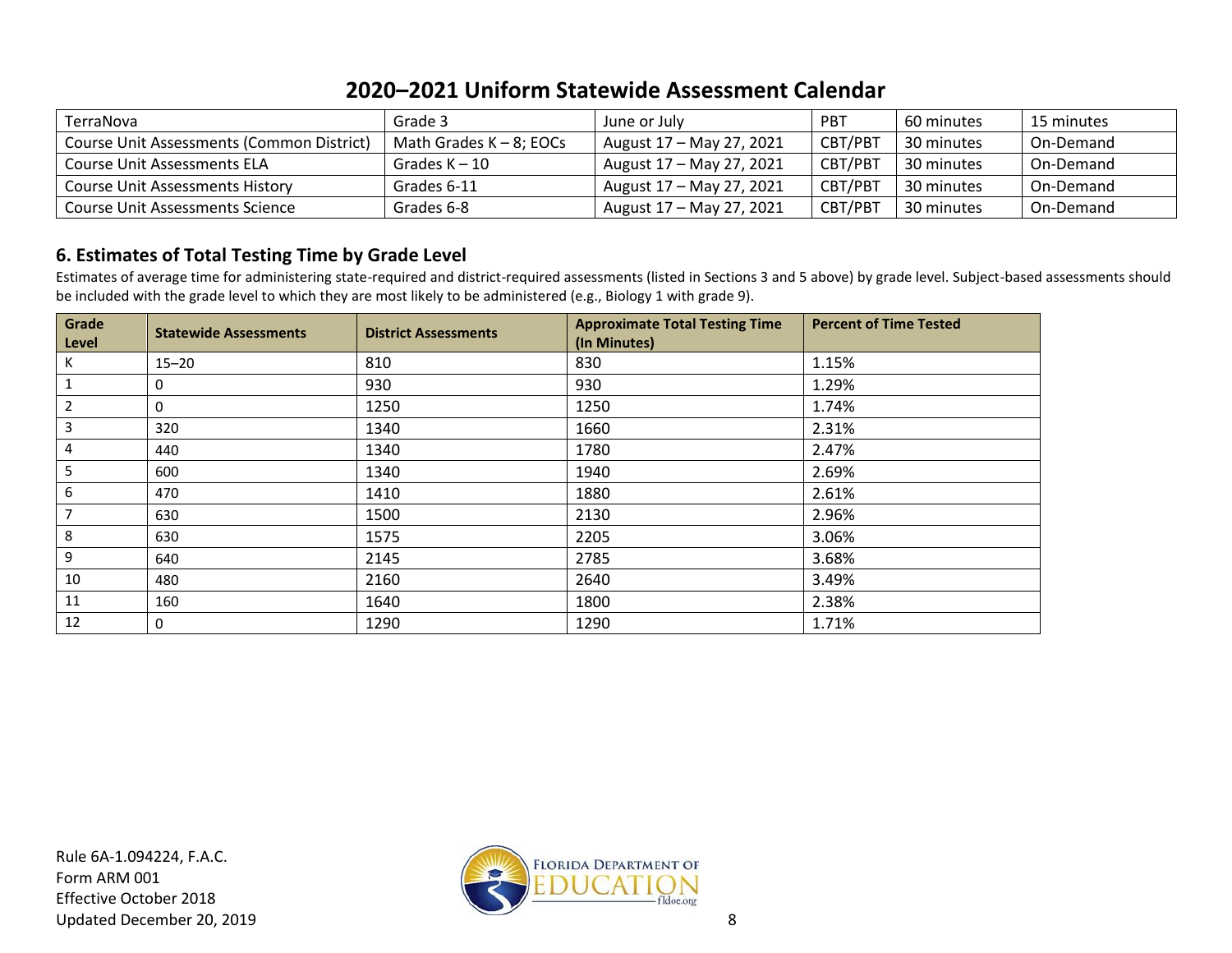# 2020–2021 Uniform Statewide Assessment Calendar

| | | | | | |
|---|---|---|---|---|---|
| TerraNova | Grade 3 | June or July | PBT | 60 minutes | 15 minutes |
| Course Unit Assessments (Common District) | Math Grades K – 8; EOCs | August 17 – May 27, 2021 | CBT/PBT | 30 minutes | On-Demand |
| Course Unit Assessments ELA | Grades K – 10 | August 17 – May 27, 2021 | CBT/PBT | 30 minutes | On-Demand |
| Course Unit Assessments History | Grades 6-11 | August 17 – May 27, 2021 | CBT/PBT | 30 minutes | On-Demand |
| Course Unit Assessments Science | Grades 6-8 | August 17 – May 27, 2021 | CBT/PBT | 30 minutes | On-Demand |

## 6. Estimates of Total Testing Time by Grade Level

Estimates of average time for administering state-required and district-required assessments (listed in Sections 3 and 5 above) by grade level. Subject-based assessments should be included with the grade level to which they are most likely to be administered (e.g., Biology 1 with grade 9).

| Grade Level | Statewide Assessments | District Assessments | Approximate Total Testing Time (In Minutes) | Percent of Time Tested |
|---|---|---|---|---|
| K | 15–20 | 810 | 830 | 1.15% |
| 1 | 0 | 930 | 930 | 1.29% |
| 2 | 0 | 1250 | 1250 | 1.74% |
| 3 | 320 | 1340 | 1660 | 2.31% |
| 4 | 440 | 1340 | 1780 | 2.47% |
| 5 | 600 | 1340 | 1940 | 2.69% |
| 6 | 470 | 1410 | 1880 | 2.61% |
| 7 | 630 | 1500 | 2130 | 2.96% |
| 8 | 630 | 1575 | 2205 | 3.06% |
| 9 | 640 | 2145 | 2785 | 3.68% |
| 10 | 480 | 2160 | 2640 | 3.49% |
| 11 | 160 | 1640 | 1800 | 2.38% |
| 12 | 0 | 1290 | 1290 | 1.71% |

Rule 6A-1.094224, F.A.C.
Form ARM 001
Effective October 2018
Updated December 20, 2019